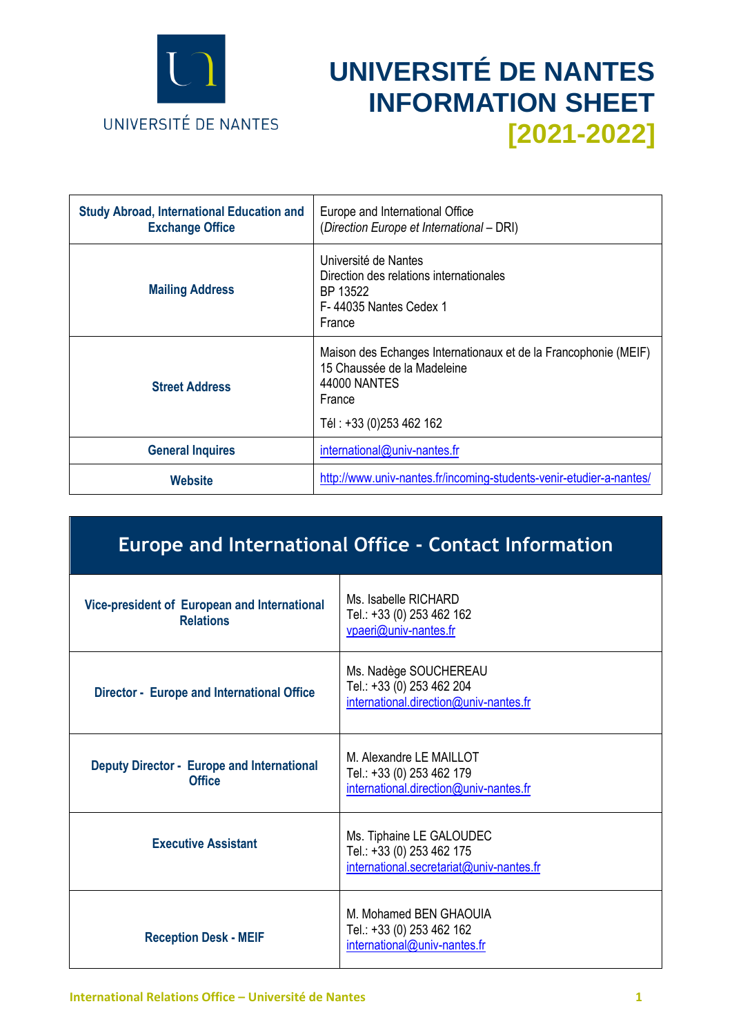# UNIVERSITÉ DE NANTES INFORMATION SHEET [2021-2022]

| | |
|---|---|
| **Study Abroad, International Education and Exchange Office** | Europe and International Office (*Direction Europe et International* – DRI) |
| **Mailing Address** | Université de Nantes<br>Direction des relations internationales<br>BP 13522<br>F- 44035 Nantes Cedex 1<br>France |
| **Street Address** | Maison des Echanges Internationaux et de la Francophonie (MEIF)<br>15 Chaussée de la Madeleine<br>44000 NANTES<br>France<br>Tél : +33 (0)253 462 162 |
| **General Inquires** | international@univ-nantes.fr |
| **Website** | http://www.univ-nantes.fr/incoming-students-venir-etudier-a-nantes/ |

## Europe and International Office - Contact Information

| | |
|---|---|
| **Vice-president of European and International Relations** | Ms. Isabelle RICHARD<br>Tel.: +33 (0) 253 462 162<br>vpaeri@univ-nantes.fr |
| **Director - Europe and International Office** | Ms. Nadège SOUCHEREAU<br>Tel.: +33 (0) 253 462 204<br>international.direction@univ-nantes.fr |
| **Deputy Director - Europe and International Office** | M. Alexandre LE MAILLOT<br>Tel.: +33 (0) 253 462 179<br>international.direction@univ-nantes.fr |
| **Executive Assistant** | Ms. Tiphaine LE GALOUDEC<br>Tel.: +33 (0) 253 462 175<br>international.secretariat@univ-nantes.fr |
| **Reception Desk - MEIF** | M. Mohamed BEN GHAOUIA<br>Tel.: +33 (0) 253 462 162<br>international@univ-nantes.fr |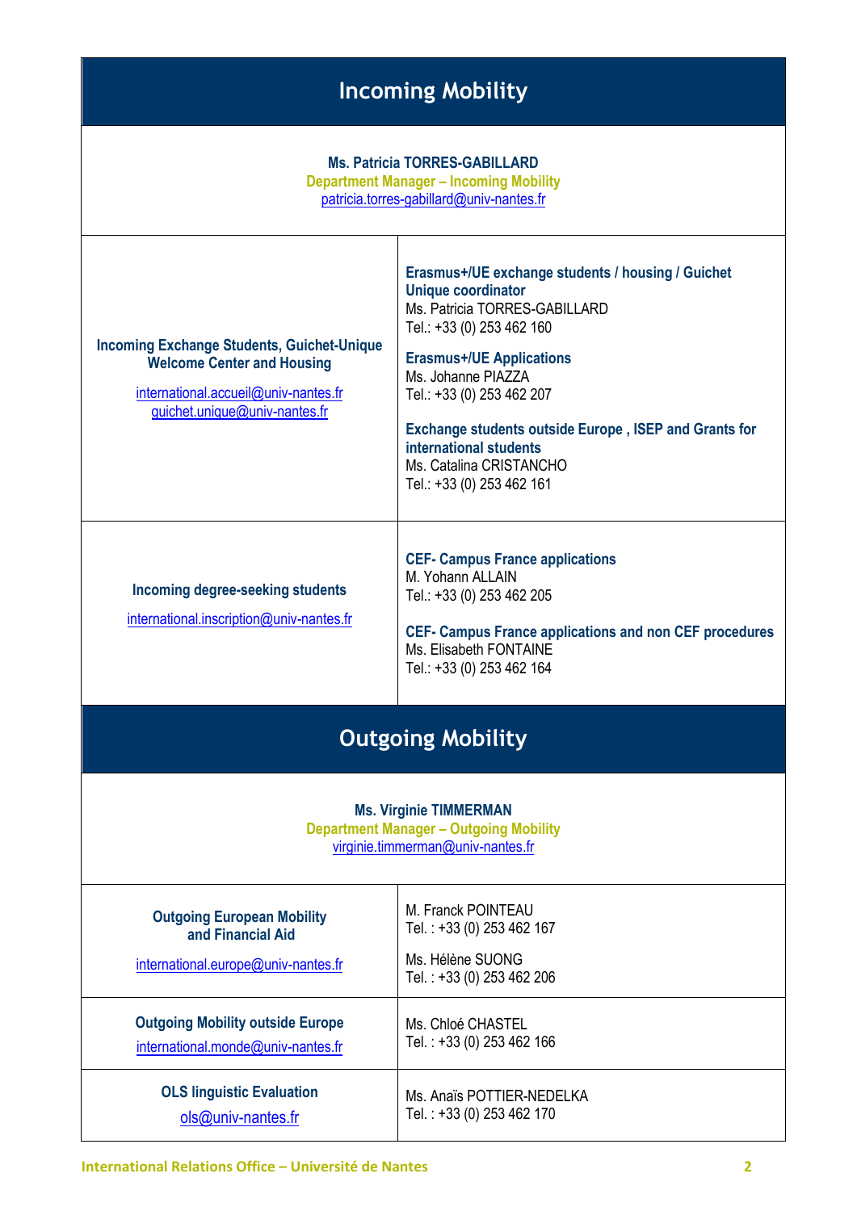# Incoming Mobility

**Ms. Patricia TORRES-GABILLARD**
**Department Manager – Incoming Mobility**
patricia.torres-gabillard@univ-nantes.fr

| | |
|---|---|
| **Incoming Exchange Students, Guichet-Unique Welcome Center and Housing**<br>international.accueil@univ-nantes.fr<br>guichet.unique@univ-nantes.fr | **Erasmus+/UE exchange students / housing / Guichet Unique coordinator**<br>Ms. Patricia TORRES-GABILLARD<br>Tel.: +33 (0) 253 462 160<br>**Erasmus+/UE Applications**<br>Ms. Johanne PIAZZA<br>Tel.: +33 (0) 253 462 207<br>**Exchange students outside Europe , ISEP and Grants for international students**<br>Ms. Catalina CRISTANCHO<br>Tel.: +33 (0) 253 462 161 |
| **Incoming degree-seeking students**<br>international.inscription@univ-nantes.fr | **CEF- Campus France applications**<br>M. Yohann ALLAIN<br>Tel.: +33 (0) 253 462 205<br>**CEF- Campus France applications and non CEF procedures**<br>Ms. Elisabeth FONTAINE<br>Tel.: +33 (0) 253 462 164 |

# Outgoing Mobility

**Ms. Virginie TIMMERMAN**
**Department Manager – Outgoing Mobility**
virginie.timmerman@univ-nantes.fr

| | |
|---|---|
| **Outgoing European Mobility and Financial Aid**<br>international.europe@univ-nantes.fr | M. Franck POINTEAU<br>Tel. : +33 (0) 253 462 167<br>Ms. Hélène SUONG<br>Tel. : +33 (0) 253 462 206 |
| **Outgoing Mobility outside Europe**<br>international.monde@univ-nantes.fr | Ms. Chloé CHASTEL<br>Tel. : +33 (0) 253 462 166 |
| **OLS linguistic Evaluation**<br>ols@univ-nantes.fr | Ms. Anaïs POTTIER-NEDELKA<br>Tel. : +33 (0) 253 462 170 |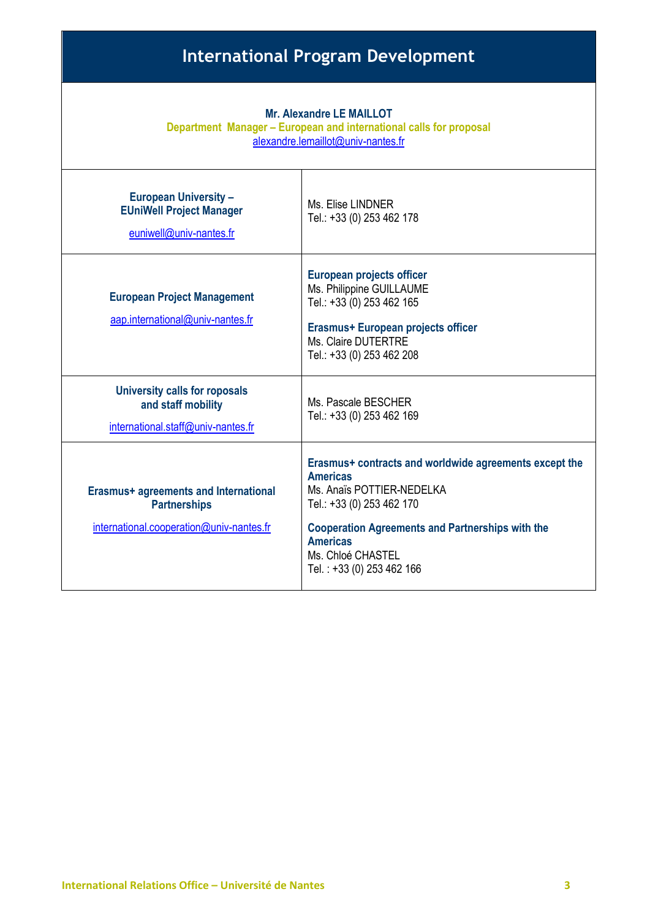# International Program Development

**Mr. Alexandre LE MAILLOT**
**Department Manager – European and international calls for proposal**
alexandre.lemaillot@univ-nantes.fr

| | |
|---|---|
| **European University – EUniWell Project Manager**<br>euniwell@univ-nantes.fr | Ms. Elise LINDNER<br>Tel.: +33 (0) 253 462 178 |
| **European Project Management**<br>aap.international@univ-nantes.fr | **European projects officer**<br>Ms. Philippine GUILLAUME<br>Tel.: +33 (0) 253 462 165<br><br>**Erasmus+ European projects officer**<br>Ms. Claire DUTERTRE<br>Tel.: +33 (0) 253 462 208 |
| **University calls for roposals and staff mobility**<br>international.staff@univ-nantes.fr | Ms. Pascale BESCHER<br>Tel.: +33 (0) 253 462 169 |
| **Erasmus+ agreements and International Partnerships**<br>international.cooperation@univ-nantes.fr | **Erasmus+ contracts and worldwide agreements except the Americas**<br>Ms. Anaïs POTTIER-NEDELKA<br>Tel.: +33 (0) 253 462 170<br><br>**Cooperation Agreements and Partnerships with the Americas**<br>Ms. Chloé CHASTEL<br>Tel. : +33 (0) 253 462 166 |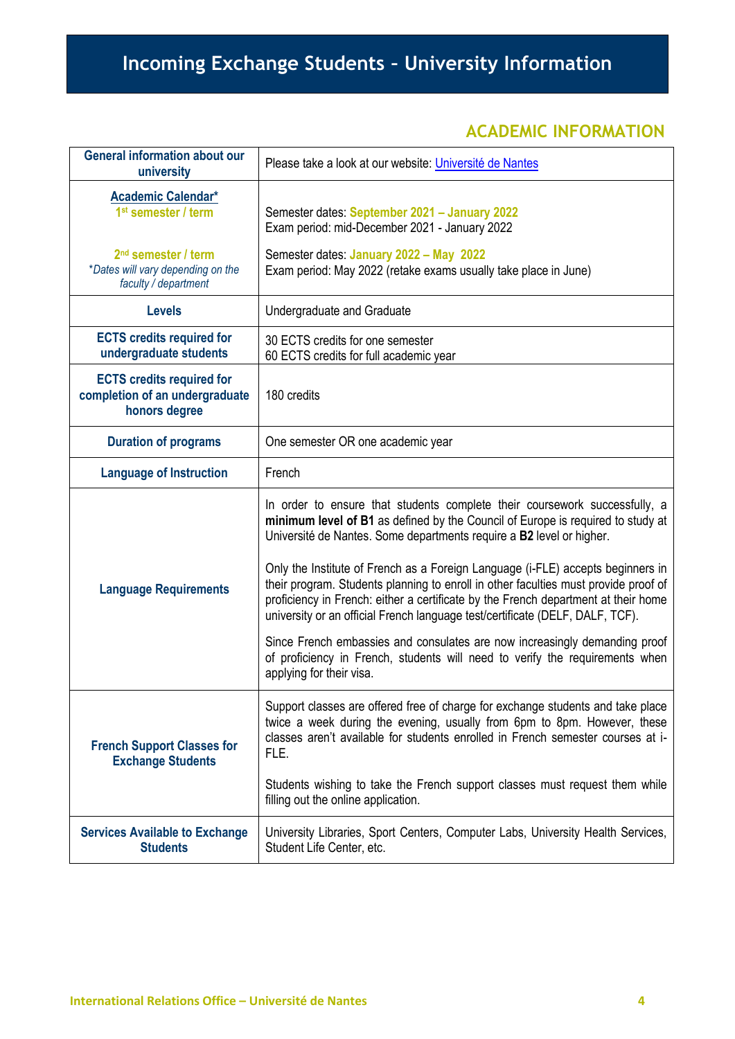# Incoming Exchange Students – University Information

## ACADEMIC INFORMATION

| General information about our university | Please take a look at our website: [Université de Nantes] |
|---|---|
| Academic Calendar* <br> 1st semester / term <br><br> 2nd semester / term <br> *Dates will vary depending on the faculty / department* | Semester dates: **September 2021 – January 2022** <br> Exam period: mid-December 2021 - January 2022 <br><br> Semester dates: **January 2022 – May 2022** <br> Exam period: May 2022 (retake exams usually take place in June) |
| Levels | Undergraduate and Graduate |
| ECTS credits required for undergraduate students | 30 ECTS credits for one semester <br> 60 ECTS credits for full academic year |
| ECTS credits required for completion of an undergraduate honors degree | 180 credits |
| Duration of programs | One semester OR one academic year |
| Language of Instruction | French |
| Language Requirements | In order to ensure that students complete their coursework successfully, a **minimum level of B1** as defined by the Council of Europe is required to study at Université de Nantes. Some departments require a **B2** level or higher. <br><br> Only the Institute of French as a Foreign Language (i-FLE) accepts beginners in their program. Students planning to enroll in other faculties must provide proof of proficiency in French: either a certificate by the French department at their home university or an official French language test/certificate (DELF, DALF, TCF). <br><br> Since French embassies and consulates are now increasingly demanding proof of proficiency in French, students will need to verify the requirements when applying for their visa. |
| French Support Classes for Exchange Students | Support classes are offered free of charge for exchange students and take place twice a week during the evening, usually from 6pm to 8pm. However, these classes aren't available for students enrolled in French semester courses at i-FLE. <br><br> Students wishing to take the French support classes must request them while filling out the online application. |
| Services Available to Exchange Students | University Libraries, Sport Centers, Computer Labs, University Health Services, Student Life Center, etc. |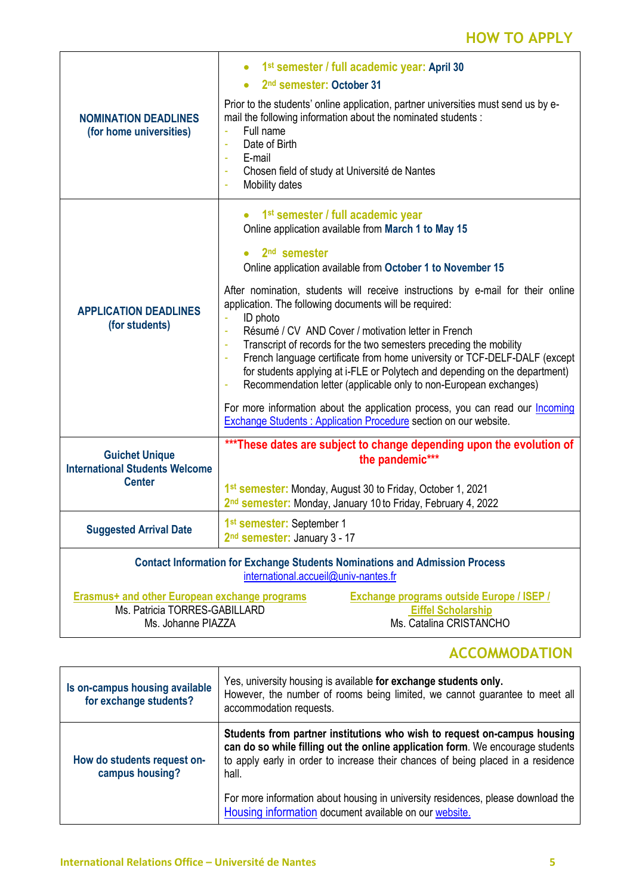## HOW TO APPLY

| | |
|---|---|
| **NOMINATION DEADLINES (for home universities)** | • **1st semester / full academic year: April 30**<br>• **2nd semester: October 31**<br><br>Prior to the students' online application, partner universities must send us by e-mail the following information about the nominated students :<br>- Full name<br>- Date of Birth<br>- E-mail<br>- Chosen field of study at Université de Nantes<br>- Mobility dates |
| **APPLICATION DEADLINES (for students)** | • **1st semester / full academic year**<br>Online application available from **March 1 to May 15**<br><br>• **2nd semester**<br>Online application available from **October 1 to November 15**<br><br>After nomination, students will receive instructions by e-mail for their online application. The following documents will be required:<br>- ID photo<br>- Résumé / CV AND Cover / motivation letter in French<br>- Transcript of records for the two semesters preceding the mobility<br>- French language certificate from home university or TCF-DELF-DALF (except for students applying at i-FLE or Polytech and depending on the department)<br>- Recommendation letter (applicable only to non-European exchanges)<br><br>For more information about the application process, you can read our [Incoming Exchange Students : Application Procedure] section on our website. |
| **Guichet Unique International Students Welcome Center** | **\*\*\*These dates are subject to change depending upon the evolution of the pandemic\*\*\***<br><br>**1st semester:** Monday, August 30 to Friday, October 1, 2021<br>**2nd semester:** Monday, January 10 to Friday, February 4, 2022 |
| **Suggested Arrival Date** | **1st semester:** September 1<br>**2nd semester:** January 3 - 17 |

**Contact Information for Exchange Students Nominations and Admission Process**
international.accueil@univ-nantes.fr

**Erasmus+ and other European exchange programs**
Ms. Patricia TORRES-GABILLARD
Ms. Johanne PIAZZA

**Exchange programs outside Europe / ISEP / Eiffel Scholarship**
Ms. Catalina CRISTANCHO

## ACCOMMODATION

| | |
|---|---|
| **Is on-campus housing available for exchange students?** | Yes, university housing is available **for exchange students only.** However, the number of rooms being limited, we cannot guarantee to meet all accommodation requests. |
| **How do students request on-campus housing?** | **Students from partner institutions who wish to request on-campus housing can do so while filling out the online application form**. We encourage students to apply early in order to increase their chances of being placed in a residence hall.<br><br>For more information about housing in university residences, please download the [Housing information] document available on our [website.] |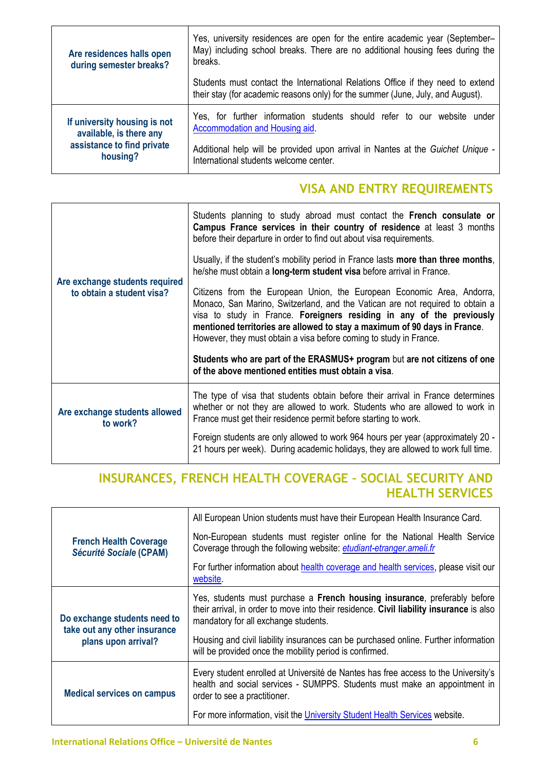| | |
|---|---|
| **Are residences halls open during semester breaks?** | Yes, university residences are open for the entire academic year (September–May) including school breaks. There are no additional housing fees during the breaks.<br><br>Students must contact the International Relations Office if they need to extend their stay (for academic reasons only) for the summer (June, July, and August). |
| **If university housing is not available, is there any assistance to find private housing?** | Yes, for further information students should refer to our website under Accommodation and Housing aid.<br><br>Additional help will be provided upon arrival in Nantes at the *Guichet Unique* - International students welcome center. |

## VISA AND ENTRY REQUIREMENTS

| | |
|---|---|
| **Are exchange students required to obtain a student visa?** | Students planning to study abroad must contact the **French consulate or Campus France services in their country of residence** at least 3 months before their departure in order to find out about visa requirements.<br><br>Usually, if the student's mobility period in France lasts **more than three months**, he/she must obtain a **long-term student visa** before arrival in France.<br><br>Citizens from the European Union, the European Economic Area, Andorra, Monaco, San Marino, Switzerland, and the Vatican are not required to obtain a visa to study in France. **Foreigners residing in any of the previously mentioned territories are allowed to stay a maximum of 90 days in France**. However, they must obtain a visa before coming to study in France.<br><br>**Students who are part of the ERASMUS+ program** but **are not citizens of one of the above mentioned entities must obtain a visa**. |
| **Are exchange students allowed to work?** | The type of visa that students obtain before their arrival in France determines whether or not they are allowed to work. Students who are allowed to work in France must get their residence permit before starting to work.<br><br>Foreign students are only allowed to work 964 hours per year (approximately 20 - 21 hours per week). During academic holidays, they are allowed to work full time. |

## INSURANCES, FRENCH HEALTH COVERAGE – SOCIAL SECURITY AND HEALTH SERVICES

| | |
|---|---|
| **French Health Coverage *Sécurité Sociale* (CPAM)** | All European Union students must have their European Health Insurance Card.<br><br>Non-European students must register online for the National Health Service Coverage through the following website: *etudiant-etranger.ameli.fr*<br><br>For further information about health coverage and health services, please visit our website. |
| **Do exchange students need to take out any other insurance plans upon arrival?** | Yes, students must purchase a **French housing insurance**, preferably before their arrival, in order to move into their residence. **Civil liability insurance** is also mandatory for all exchange students.<br><br>Housing and civil liability insurances can be purchased online. Further information will be provided once the mobility period is confirmed. |
| **Medical services on campus** | Every student enrolled at Université de Nantes has free access to the University's health and social services - SUMPPS. Students must make an appointment in order to see a practitioner.<br><br>For more information, visit the University Student Health Services website. |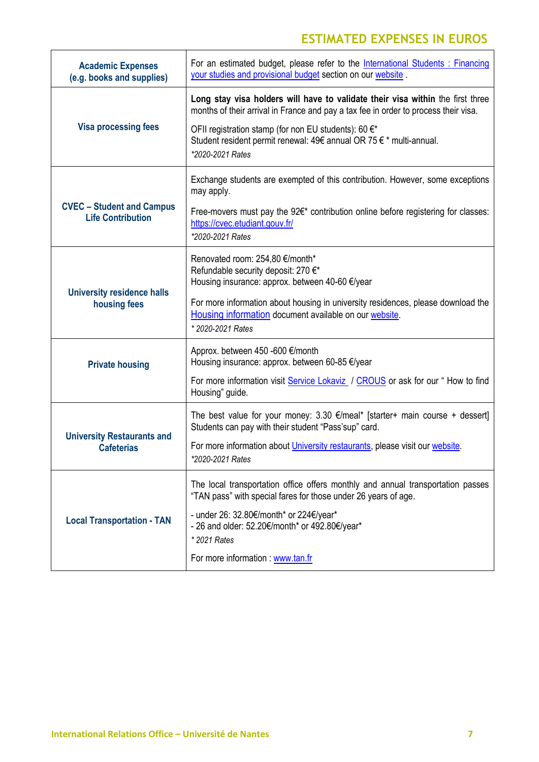## ESTIMATED EXPENSES IN EUROS

| | |
|---|---|
| **Academic Expenses (e.g. books and supplies)** | For an estimated budget, please refer to the International Students : Financing your studies and provisional budget section on our website . |
| **Visa processing fees** | **Long stay visa holders will have to validate their visa within** the first three months of their arrival in France and pay a tax fee in order to process their visa.<br><br>OFII registration stamp (for non EU students): 60 €*<br>Student resident permit renewal: 49€ annual OR 75 € * multi-annual.<br>*\*2020-2021 Rates* |
| **CVEC – Student and Campus Life Contribution** | Exchange students are exempted of this contribution. However, some exceptions may apply.<br><br>Free-movers must pay the 92€* contribution online before registering for classes: https://cvec.etudiant.gouv.fr/<br>*\*2020-2021 Rates* |
| **University residence halls housing fees** | Renovated room: 254,80 €/month*<br>Refundable security deposit: 270 €*<br>Housing insurance: approx. between 40-60 €/year<br><br>For more information about housing in university residences, please download the Housing information document available on our website.<br>*\* 2020-2021 Rates* |
| **Private housing** | Approx. between 450 -600 €/month<br>Housing insurance: approx. between 60-85 €/year<br><br>For more information visit Service Lokaviz / CROUS or ask for our " How to find Housing" guide. |
| **University Restaurants and Cafeterias** | The best value for your money: 3.30 €/meal* [starter+ main course + dessert] Students can pay with their student "Pass'sup" card.<br><br>For more information about University restaurants, please visit our website.<br>*\*2020-2021 Rates* |
| **Local Transportation - TAN** | The local transportation office offers monthly and annual transportation passes "TAN pass" with special fares for those under 26 years of age.<br><br>- under 26: 32.80€/month* or 224€/year*<br>- 26 and older: 52.20€/month* or 492.80€/year*<br>*\* 2021 Rates*<br><br>For more information : www.tan.fr |